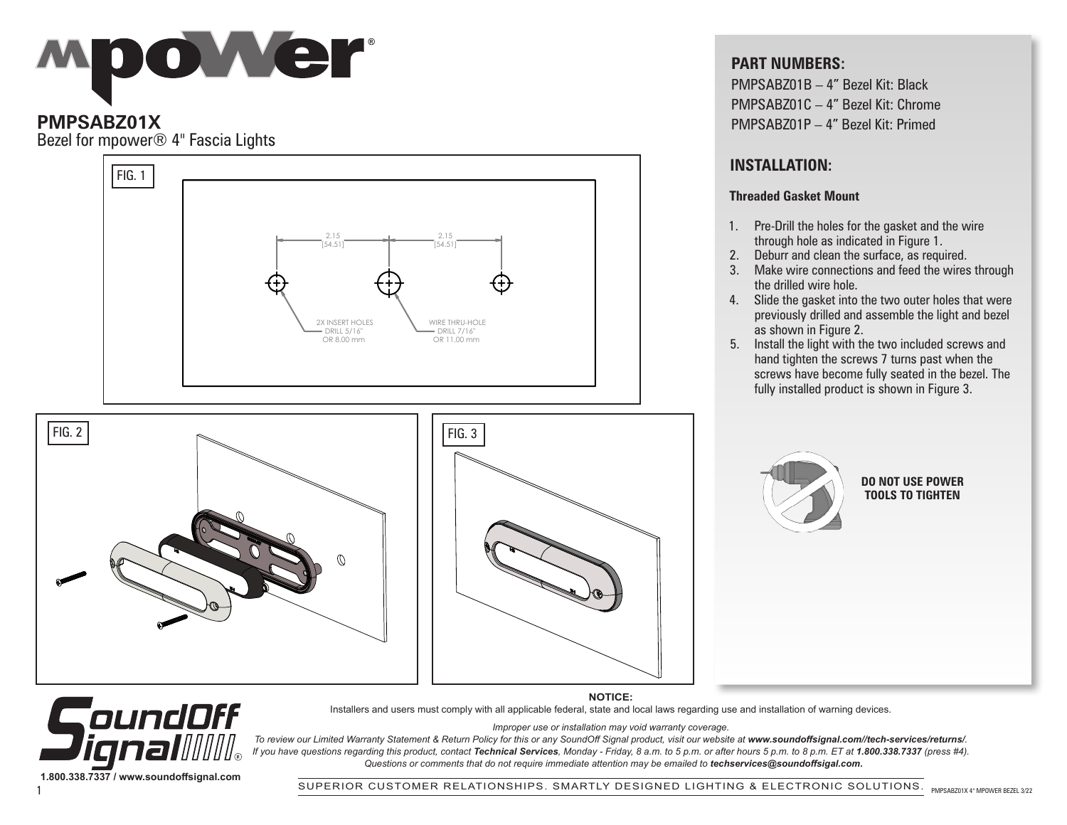# mpower®

## PMPSABZ01X

Bezel for mpower® 4" Fascia Lights

FIG. 1

2.15 [54.51]

2.15 [54.51]

2X INSERT HOLES DRILL 5/16" OR 8.00 mm

WIRE THRU-HOLE DRILL 7/16" OR 11.00 mm

FIG. 2

FIG. 3

## PART NUMBERS:

PMPSABZ01B – 4" Bezel Kit: Black
PMPSABZ01C – 4" Bezel Kit: Chrome
PMPSABZ01P – 4" Bezel Kit: Primed

## INSTALLATION:

### Threaded Gasket Mount

1. Pre-Drill the holes for the gasket and the wire through hole as indicated in Figure 1.
2. Deburr and clean the surface, as required.
3. Make wire connections and feed the wires through the drilled wire hole.
4. Slide the gasket into the two outer holes that were previously drilled and assemble the light and bezel as shown in Figure 2.
5. Install the light with the two included screws and hand tighten the screws 7 turns past when the screws have become fully seated in the bezel. The fully installed product is shown in Figure 3.

**DO NOT USE POWER TOOLS TO TIGHTEN**

**NOTICE:**

Installers and users must comply with all applicable federal, state and local laws regarding use and installation of warning devices.

*Improper use or installation may void warranty coverage.*

*To review our Limited Warranty Statement & Return Policy for this or any SoundOff Signal product, visit our website at **www.soundoffsignal.com//tech-services/returns/**.*
*If you have questions regarding this product, contact **Technical Services**, Monday - Friday, 8 a.m. to 5 p.m. or after hours 5 p.m. to 8 p.m. ET at **1.800.338.7337** (press #4).*
*Questions or comments that do not require immediate attention may be emailed to **techservices@soundoffsigal.com**.*

SoundOff Signal®

**1.800.338.7337 / www.soundoffsignal.com**

SUPERIOR CUSTOMER RELATIONSHIPS. SMARTLY DESIGNED LIGHTING & ELECTRONIC SOLUTIONS.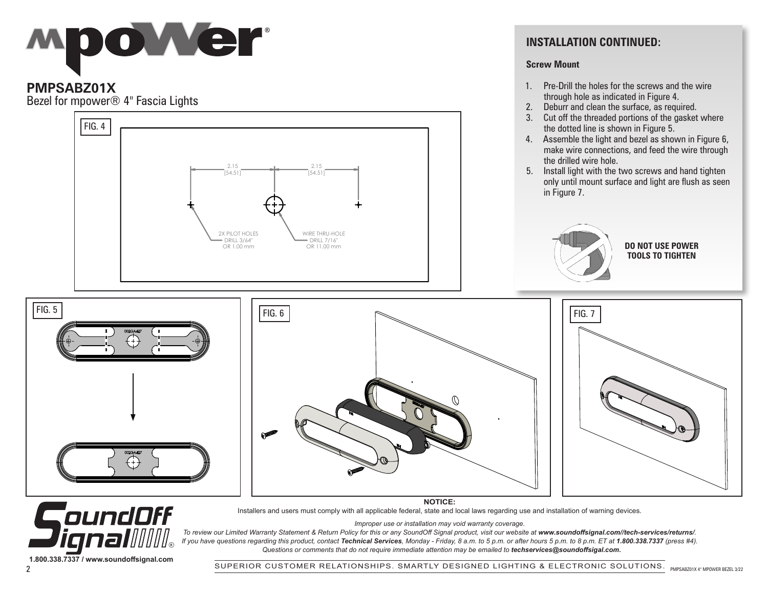# PMPSABZ01X

Bezel for mpower® 4" Fascia Lights

FIG. 4

2.15
[54.51]

2.15
[54.51]

2X PILOT HOLES
DRILL 3/64"
OR 1.00 mm

WIRE THRU-HOLE
DRILL 7/16"
OR 11.00 mm

## INSTALLATION CONTINUED:

### Screw Mount

1. Pre-Drill the holes for the screws and the wire through hole as indicated in Figure 4.
2. Deburr and clean the surface, as required.
3. Cut off the threaded portions of the gasket where the dotted line is shown in Figure 5.
4. Assemble the light and bezel as shown in Figure 6, make wire connections, and feed the wire through the drilled wire hole.
5. Install light with the two screws and hand tighten only until mount surface and light are flush as seen in Figure 7.

**DO NOT USE POWER TOOLS TO TIGHTEN**

FIG. 5

FIG. 6

FIG. 7

**NOTICE:**

Installers and users must comply with all applicable federal, state and local laws regarding use and installation of warning devices.

*Improper use or installation may void warranty coverage.*

*To review our Limited Warranty Statement & Return Policy for this or any SoundOff Signal product, visit our website at **www.soundoffsignal.com//tech-services/returns/**.*
*If you have questions regarding this product, contact **Technical Services**, Monday - Friday, 8 a.m. to 5 p.m. or after hours 5 p.m. to 8 p.m. ET at **1.800.338.7337** (press #4).*
*Questions or comments that do not require immediate attention may be emailed to **techservices@soundoffsigal.com**.*

**1.800.338.7337 / www.soundoffsignal.com**

SUPERIOR CUSTOMER RELATIONSHIPS. SMARTLY DESIGNED LIGHTING & ELECTRONIC SOLUTIONS.

PMPSABZ01X 4" MPOWER BEZEL 3/22